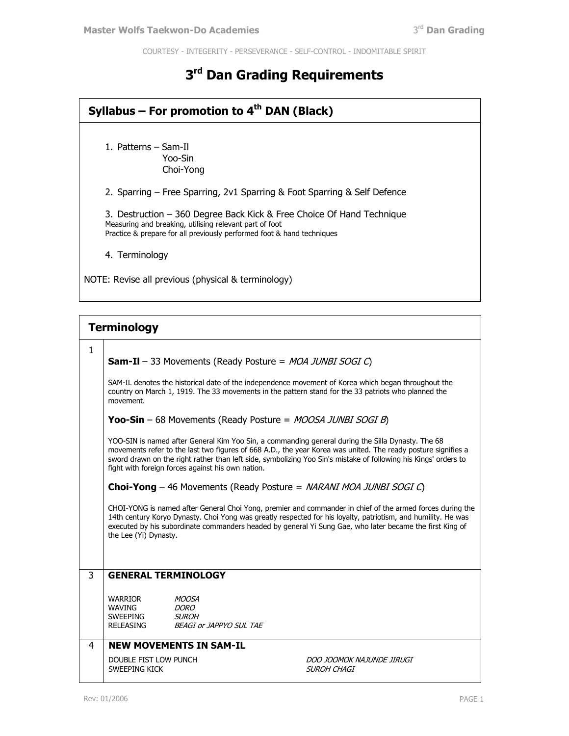COURTESY - INTEGRITY - PERSEVERANCE - SELF-CONTROL - INDOMITABLE SPIRIT

# 3rd Dan Grading Requirements

## Syllabus – For promotion to 4th DAN (Black)

1. Patterns – Sam-Il
   Yoo-Sin
   Choi-Yong

2. Sparring – Free Sparring, 2v1 Sparring & Foot Sparring & Self Defence

3. Destruction – 360 Degree Back Kick & Free Choice Of Hand Technique
   Measuring and breaking, utilising relevant part of foot
   Practice & prepare for all previously performed foot & hand techniques

4. Terminology

NOTE: Revise all previous (physical & terminology)

## Terminology

**1**

**Sam-Il** – 33 Movements (Ready Posture = *MOA JUNBI SOGI C*)

SAM-IL denotes the historical date of the independence movement of Korea which began throughout the country on March 1, 1919. The 33 movements in the pattern stand for the 33 patriots who planned the movement.

**Yoo-Sin** – 68 Movements (Ready Posture = *MOOSA JUNBI SOGI B*)

YOO-SIN is named after General Kim Yoo Sin, a commanding general during the Silla Dynasty. The 68 movements refer to the last two figures of 668 A.D., the year Korea was united. The ready posture signifies a sword drawn on the right rather than left side, symbolizing Yoo Sin's mistake of following his Kings' orders to fight with foreign forces against his own nation.

**Choi-Yong** – 46 Movements (Ready Posture = *NARANI MOA JUNBI SOGI C*)

CHOI-YONG is named after General Choi Yong, premier and commander in chief of the armed forces during the 14th century Koryo Dynasty. Choi Yong was greatly respected for his loyalty, patriotism, and humility. He was executed by his subordinate commanders headed by general Yi Sung Gae, who later became the first King of the Lee (Yi) Dynasty.

**3 GENERAL TERMINOLOGY**

| | |
|---|---|
| WARRIOR | *MOOSA* |
| WAVING | *DORO* |
| SWEEPING | *SUROH* |
| RELEASING | *BEAGI or JAPPYO SUL TAE* |

**4 NEW MOVEMENTS IN SAM-IL**

| | |
|---|---|
| DOUBLE FIST LOW PUNCH | *DOO JOOMOK NAJUNDE JIRUGI* |
| SWEEPING KICK | *SUROH CHAGI* |

Rev: 01/2006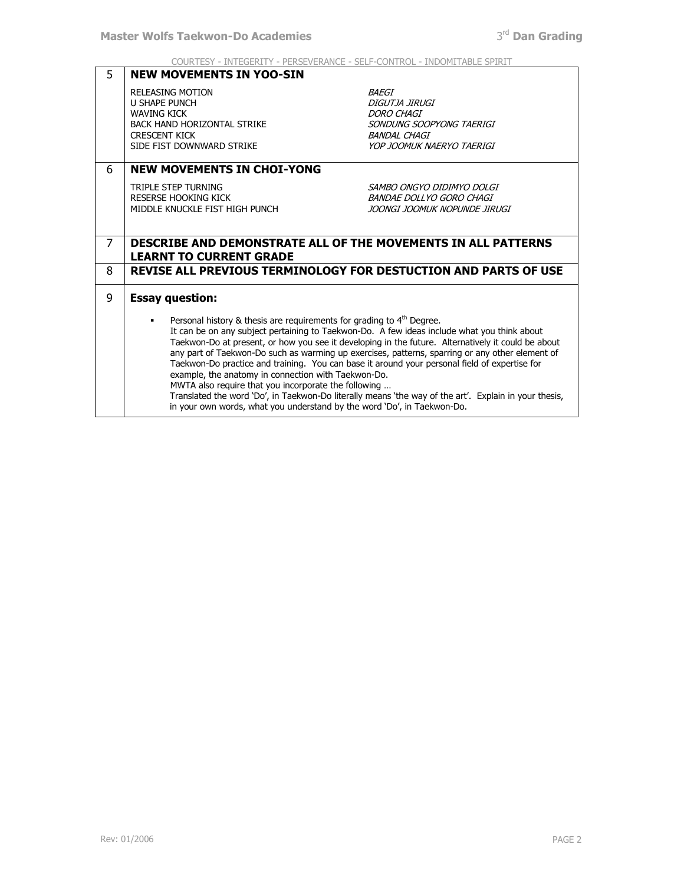COURTESY - INTEGERITY - PERSEVERANCE - SELF-CONTROL - INDOMITABLE SPIRIT

| | |
|---|---|
| 5 | **NEW MOVEMENTS IN YOO-SIN**<br><br>RELEASING MOTION — *BAEGI*<br>U SHAPE PUNCH — *DIGUTJA JIRUGI*<br>WAVING KICK — *DORO CHAGI*<br>BACK HAND HORIZONTAL STRIKE — *SONDUNG SOOPYONG TAERIGI*<br>CRESCENT KICK — *BANDAL CHAGI*<br>SIDE FIST DOWNWARD STRIKE — *YOP JOOMUK NAERYO TAERIGI* |
| 6 | **NEW MOVEMENTS IN CHOI-YONG**<br><br>TRIPLE STEP TURNING — *SAMBO ONGYO DIDIMYO DOLGI*<br>RESERSE HOOKING KICK — *BANDAE DOLLYO GORO CHAGI*<br>MIDDLE KNUCKLE FIST HIGH PUNCH — *JOONGI JOOMUK NOPUNDE JIRUGI* |
| 7 | **DESCRIBE AND DEMONSTRATE ALL OF THE MOVEMENTS IN ALL PATTERNS LEARNT TO CURRENT GRADE** |
| 8 | **REVISE ALL PREVIOUS TERMINOLOGY FOR DESTUCTION AND PARTS OF USE** |
| 9 | **Essay question:**<br><br>- Personal history & thesis are requirements for grading to 4th Degree. It can be on any subject pertaining to Taekwon-Do. A few ideas include what you think about Taekwon-Do at present, or how you see it developing in the future. Alternatively it could be about any part of Taekwon-Do such as warming up exercises, patterns, sparring or any other element of Taekwon-Do practice and training. You can base it around your personal field of expertise for example, the anatomy in connection with Taekwon-Do.<br>MWTA also require that you incorporate the following …<br>Translated the word 'Do', in Taekwon-Do literally means 'the way of the art'. Explain in your thesis, in your own words, what you understand by the word 'Do', in Taekwon-Do. |